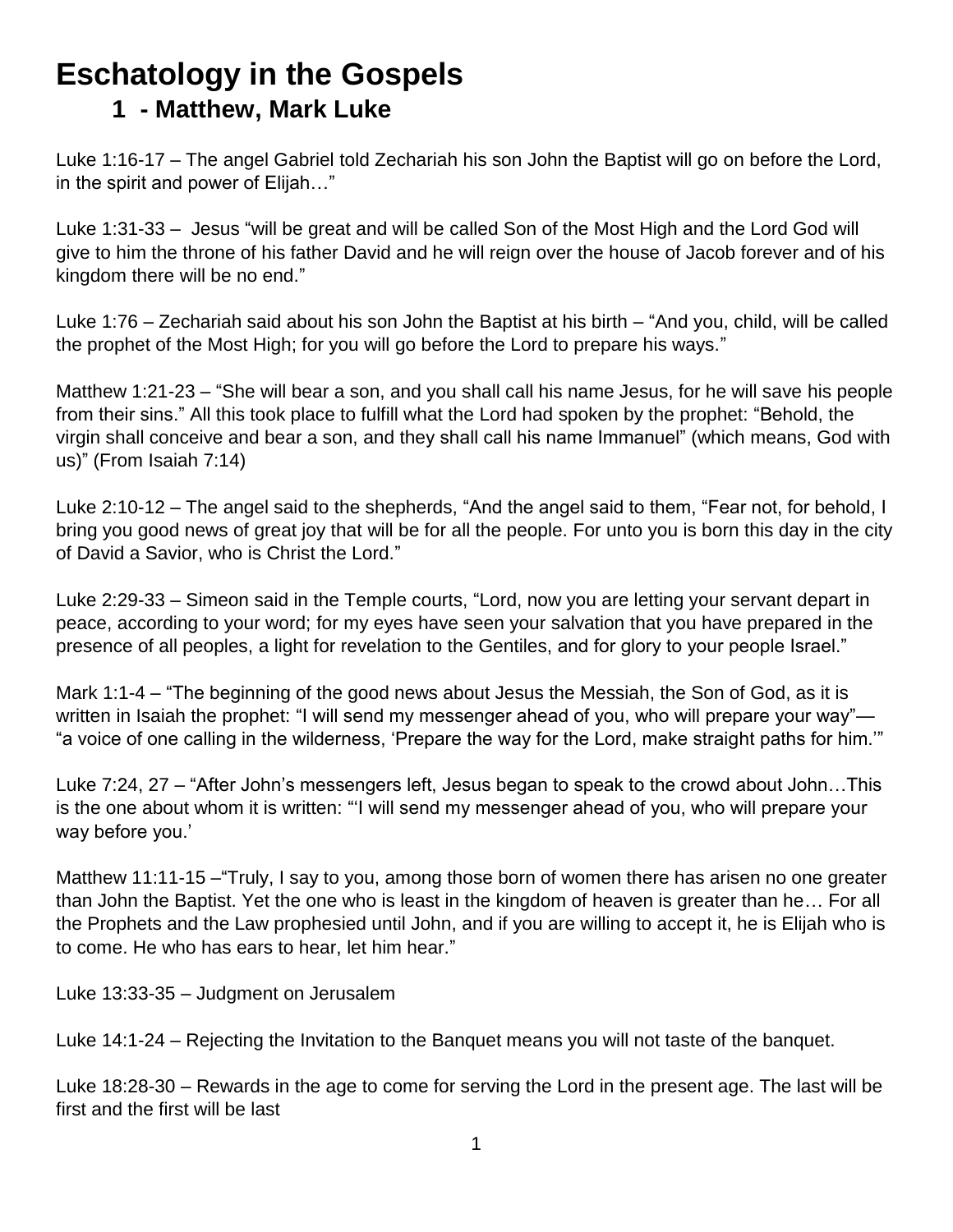# Eschatology in the Gospels

## 1 - Matthew, Mark Luke

Luke 1:16-17 – The angel Gabriel told Zechariah his son John the Baptist will go on before the Lord, in the spirit and power of Elijah…"

Luke 1:31-33 – Jesus "will be great and will be called Son of the Most High and the Lord God will give to him the throne of his father David and he will reign over the house of Jacob forever and of his kingdom there will be no end."

Luke 1:76 – Zechariah said about his son John the Baptist at his birth – "And you, child, will be called the prophet of the Most High; for you will go before the Lord to prepare his ways."

Matthew 1:21-23 – "She will bear a son, and you shall call his name Jesus, for he will save his people from their sins." All this took place to fulfill what the Lord had spoken by the prophet: "Behold, the virgin shall conceive and bear a son, and they shall call his name Immanuel" (which means, God with us)" (From Isaiah 7:14)

Luke 2:10-12 – The angel said to the shepherds, "And the angel said to them, "Fear not, for behold, I bring you good news of great joy that will be for all the people. For unto you is born this day in the city of David a Savior, who is Christ the Lord."

Luke 2:29-33 – Simeon said in the Temple courts, "Lord, now you are letting your servant depart in peace, according to your word; for my eyes have seen your salvation that you have prepared in the presence of all peoples, a light for revelation to the Gentiles, and for glory to your people Israel."

Mark 1:1-4 – "The beginning of the good news about Jesus the Messiah, the Son of God, as it is written in Isaiah the prophet: "I will send my messenger ahead of you, who will prepare your way"— "a voice of one calling in the wilderness, 'Prepare the way for the Lord, make straight paths for him.'"

Luke 7:24, 27 – "After John's messengers left, Jesus began to speak to the crowd about John…This is the one about whom it is written: "'I will send my messenger ahead of you, who will prepare your way before you.'

Matthew 11:11-15 –"Truly, I say to you, among those born of women there has arisen no one greater than John the Baptist. Yet the one who is least in the kingdom of heaven is greater than he… For all the Prophets and the Law prophesied until John, and if you are willing to accept it, he is Elijah who is to come. He who has ears to hear, let him hear."

Luke 13:33-35 – Judgment on Jerusalem

Luke 14:1-24 – Rejecting the Invitation to the Banquet means you will not taste of the banquet.

Luke 18:28-30 – Rewards in the age to come for serving the Lord in the present age. The last will be first and the first will be last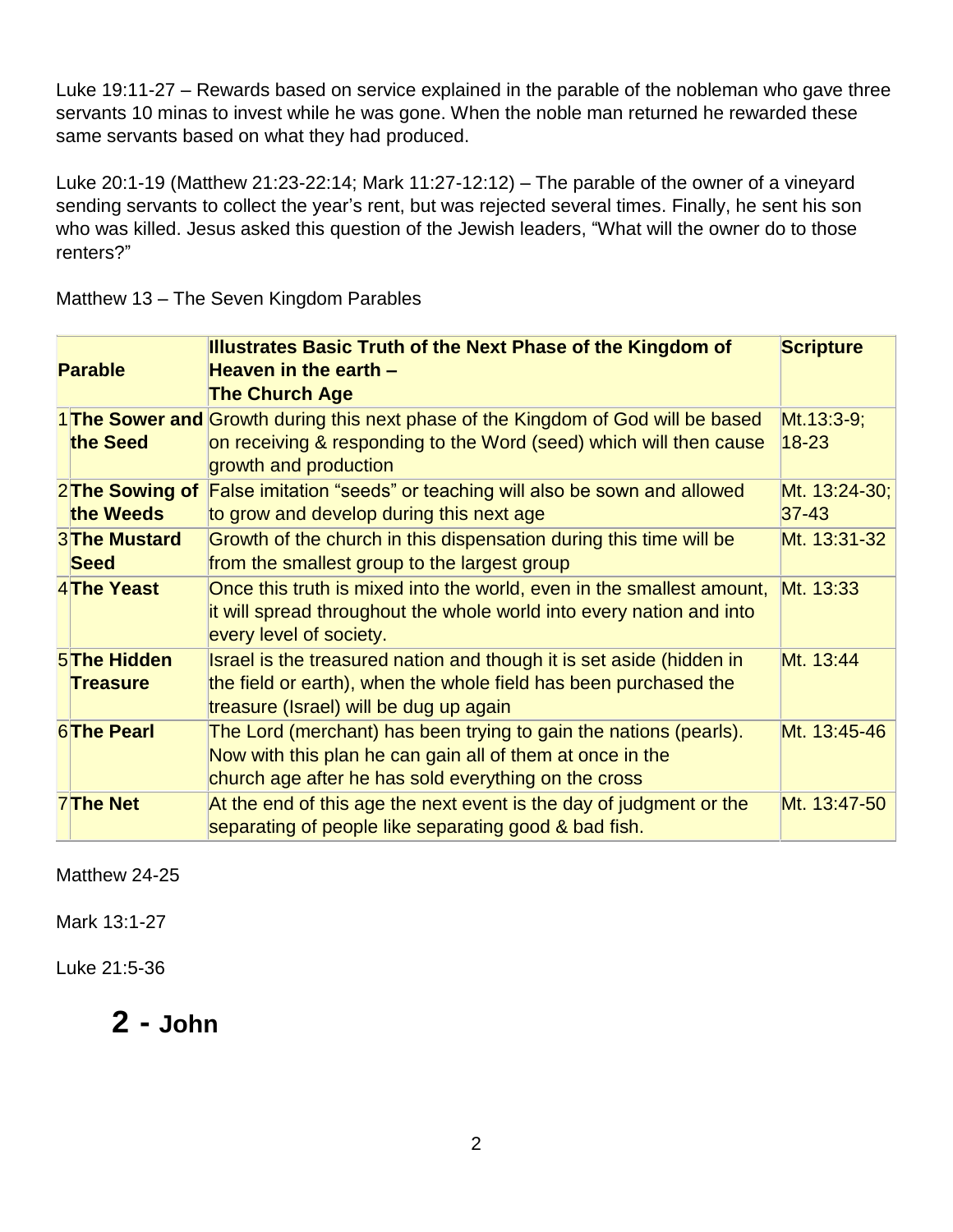Luke 19:11-27 – Rewards based on service explained in the parable of the nobleman who gave three servants 10 minas to invest while he was gone. When the noble man returned he rewarded these same servants based on what they had produced.

Luke 20:1-19 (Matthew 21:23-22:14; Mark 11:27-12:12) – The parable of the owner of a vineyard sending servants to collect the year's rent, but was rejected several times. Finally, he sent his son who was killed. Jesus asked this question of the Jewish leaders, "What will the owner do to those renters?"

Matthew 13 – The Seven Kingdom Parables

| | Parable | Illustrates Basic Truth of the Next Phase of the Kingdom of Heaven in the earth – The Church Age | Scripture |
|---|---|---|---|
| 1 | **The Sower and the Seed** | Growth during this next phase of the Kingdom of God will be based on receiving & responding to the Word (seed) which will then cause growth and production | Mt.13:3-9; 18-23 |
| 2 | **The Sowing of the Weeds** | False imitation "seeds" or teaching will also be sown and allowed to grow and develop during this next age | Mt. 13:24-30; 37-43 |
| 3 | **The Mustard Seed** | Growth of the church in this dispensation during this time will be from the smallest group to the largest group | Mt. 13:31-32 |
| 4 | **The Yeast** | Once this truth is mixed into the world, even in the smallest amount, it will spread throughout the whole world into every nation and into every level of society. | Mt. 13:33 |
| 5 | **The Hidden Treasure** | Israel is the treasured nation and though it is set aside (hidden in the field or earth), when the whole field has been purchased the treasure (Israel) will be dug up again | Mt. 13:44 |
| 6 | **The Pearl** | The Lord (merchant) has been trying to gain the nations (pearls). Now with this plan he can gain all of them at once in the church age after he has sold everything on the cross | Mt. 13:45-46 |
| 7 | **The Net** | At the end of this age the next event is the day of judgment or the separating of people like separating good & bad fish. | Mt. 13:47-50 |

Matthew 24-25

Mark 13:1-27

Luke 21:5-36

# 2 - John